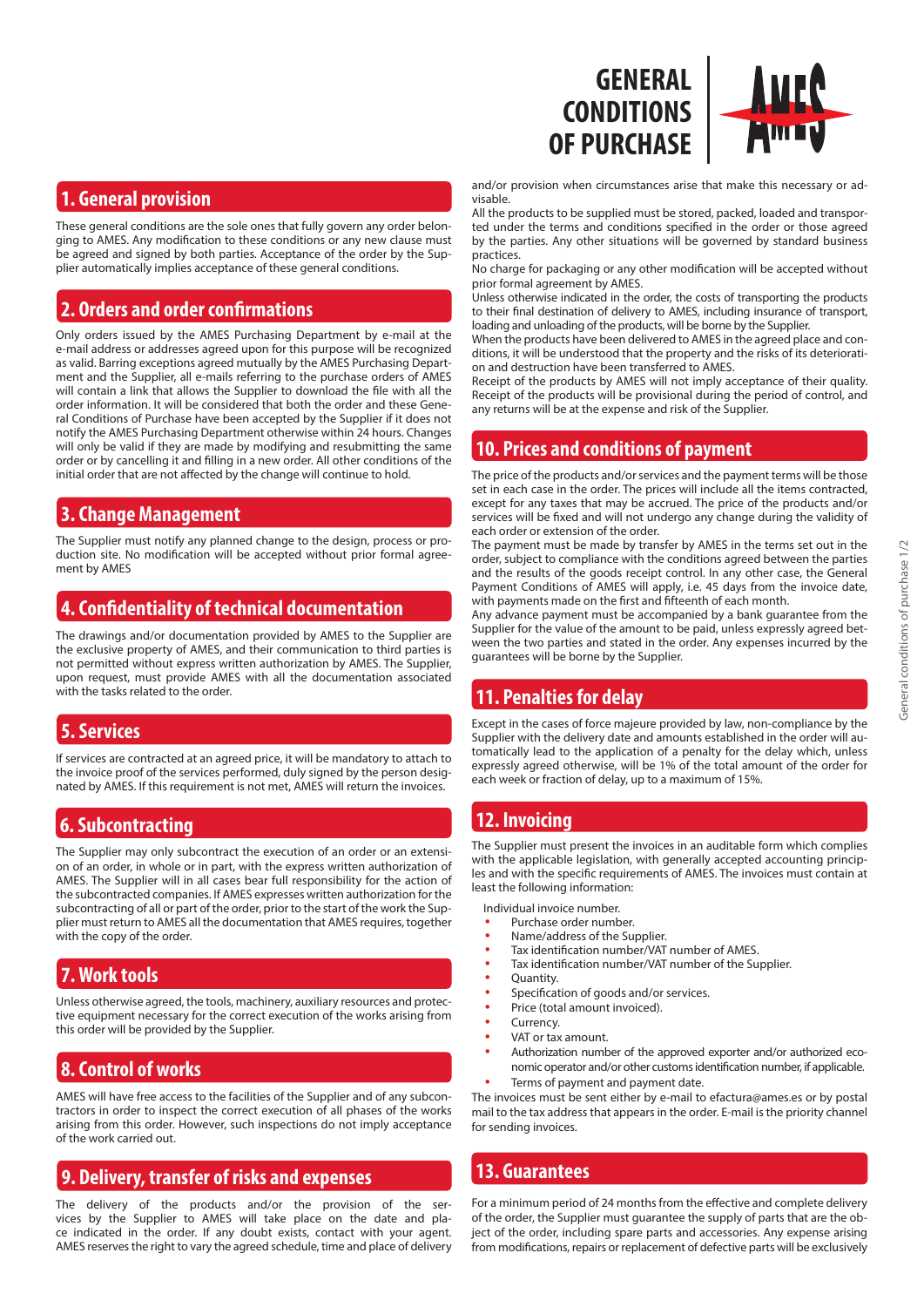# GENERAL CONDITIONS OF PURCHASE

## 1. General provision

These general conditions are the sole ones that fully govern any order belonging to AMES. Any modification to these conditions or any new clause must be agreed and signed by both parties. Acceptance of the order by the Supplier automatically implies acceptance of these general conditions.

## 2. Orders and order confirmations

Only orders issued by the AMES Purchasing Department by e-mail at the e-mail address or addresses agreed upon for this purpose will be recognized as valid. Barring exceptions agreed mutually by the AMES Purchasing Department and the Supplier, all e-mails referring to the purchase orders of AMES will contain a link that allows the Supplier to download the file with all the order information. It will be considered that both the order and these General Conditions of Purchase have been accepted by the Supplier if it does not notify the AMES Purchasing Department otherwise within 24 hours. Changes will only be valid if they are made by modifying and resubmitting the same order or by cancelling it and filling in a new order. All other conditions of the initial order that are not affected by the change will continue to hold.

## 3. Change Management

The Supplier must notify any planned change to the design, process or production site. No modification will be accepted without prior formal agreement by AMES

## 4. Confidentiality of technical documentation

The drawings and/or documentation provided by AMES to the Supplier are the exclusive property of AMES, and their communication to third parties is not permitted without express written authorization by AMES. The Supplier, upon request, must provide AMES with all the documentation associated with the tasks related to the order.

## 5. Services

If services are contracted at an agreed price, it will be mandatory to attach to the invoice proof of the services performed, duly signed by the person designated by AMES. If this requirement is not met, AMES will return the invoices.

## 6. Subcontracting

The Supplier may only subcontract the execution of an order or an extension of an order, in whole or in part, with the express written authorization of AMES. The Supplier will in all cases bear full responsibility for the action of the subcontracted companies. If AMES expresses written authorization for the subcontracting of all or part of the order, prior to the start of the work the Supplier must return to AMES all the documentation that AMES requires, together with the copy of the order.

## 7. Work tools

Unless otherwise agreed, the tools, machinery, auxiliary resources and protective equipment necessary for the correct execution of the works arising from this order will be provided by the Supplier.

## 8. Control of works

AMES will have free access to the facilities of the Supplier and of any subcontractors in order to inspect the correct execution of all phases of the works arising from this order. However, such inspections do not imply acceptance of the work carried out.

## 9. Delivery, transfer of risks and expenses

The delivery of the products and/or the provision of the services by the Supplier to AMES will take place on the date and place indicated in the order. If any doubt exists, contact with your agent. AMES reserves the right to vary the agreed schedule, time and place of delivery and/or provision when circumstances arise that make this necessary or advisable.

All the products to be supplied must be stored, packed, loaded and transported under the terms and conditions specified in the order or those agreed by the parties. Any other situations will be governed by standard business practices.

No charge for packaging or any other modification will be accepted without prior formal agreement by AMES.

Unless otherwise indicated in the order, the costs of transporting the products to their final destination of delivery to AMES, including insurance of transport, loading and unloading of the products, will be borne by the Supplier.

When the products have been delivered to AMES in the agreed place and conditions, it will be understood that the property and the risks of its deterioration and destruction have been transferred to AMES.

Receipt of the products by AMES will not imply acceptance of their quality. Receipt of the products will be provisional during the period of control, and any returns will be at the expense and risk of the Supplier.

## 10. Prices and conditions of payment

The price of the products and/or services and the payment terms will be those set in each case in the order. The prices will include all the items contracted, except for any taxes that may be accrued. The price of the products and/or services will be fixed and will not undergo any change during the validity of each order or extension of the order.

The payment must be made by transfer by AMES in the terms set out in the order, subject to compliance with the conditions agreed between the parties and the results of the goods receipt control. In any other case, the General Payment Conditions of AMES will apply, i.e. 45 days from the invoice date, with payments made on the first and fifteenth of each month.

Any advance payment must be accompanied by a bank guarantee from the Supplier for the value of the amount to be paid, unless expressly agreed between the two parties and stated in the order. Any expenses incurred by the guarantees will be borne by the Supplier.

## 11. Penalties for delay

Except in the cases of force majeure provided by law, non-compliance by the Supplier with the delivery date and amounts established in the order will automatically lead to the application of a penalty for the delay which, unless expressly agreed otherwise, will be 1% of the total amount of the order for each week or fraction of delay, up to a maximum of 15%.

## 12. Invoicing

The Supplier must present the invoices in an auditable form which complies with the applicable legislation, with generally accepted accounting principles and with the specific requirements of AMES. The invoices must contain at least the following information:

Individual invoice number.

- Purchase order number.
- Name/address of the Supplier.
- Tax identification number/VAT number of AMES.
- Tax identification number/VAT number of the Supplier.
- Quantity.
- Specification of goods and/or services.
- Price (total amount invoiced).
- Currency.
- VAT or tax amount.
- Authorization number of the approved exporter and/or authorized economic operator and/or other customs identification number, if applicable.
- Terms of payment and payment date.

The invoices must be sent either by e-mail to efactura@ames.es or by postal mail to the tax address that appears in the order. E-mail is the priority channel for sending invoices.

## 13. Guarantees

For a minimum period of 24 months from the effective and complete delivery of the order, the Supplier must guarantee the supply of parts that are the object of the order, including spare parts and accessories. Any expense arising from modifications, repairs or replacement of defective parts will be exclusively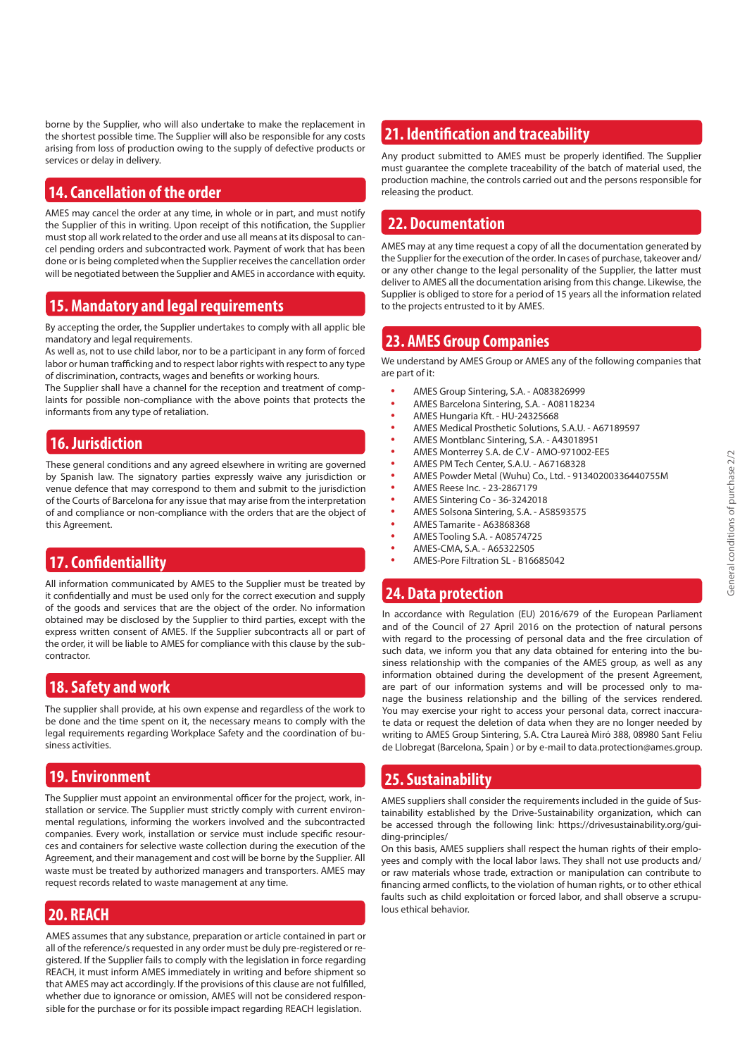borne by the Supplier, who will also undertake to make the replacement in the shortest possible time. The Supplier will also be responsible for any costs arising from loss of production owing to the supply of defective products or services or delay in delivery.

## 14. Cancellation of the order

AMES may cancel the order at any time, in whole or in part, and must notify the Supplier of this in writing. Upon receipt of this notification, the Supplier must stop all work related to the order and use all means at its disposal to cancel pending orders and subcontracted work. Payment of work that has been done or is being completed when the Supplier receives the cancellation order will be negotiated between the Supplier and AMES in accordance with equity.

## 15. Mandatory and legal requirements

By accepting the order, the Supplier undertakes to comply with all applic ble mandatory and legal requirements.
As well as, not to use child labor, nor to be a participant in any form of forced labor or human trafficking and to respect labor rights with respect to any type of discrimination, contracts, wages and benefits or working hours.
The Supplier shall have a channel for the reception and treatment of complaints for possible non-compliance with the above points that protects the informants from any type of retaliation.

## 16. Jurisdiction

These general conditions and any agreed elsewhere in writing are governed by Spanish law. The signatory parties expressly waive any jurisdiction or venue defence that may correspond to them and submit to the jurisdiction of the Courts of Barcelona for any issue that may arise from the interpretation of and compliance or non-compliance with the orders that are the object of this Agreement.

## 17. Confidentiallity

All information communicated by AMES to the Supplier must be treated by it confidentially and must be used only for the correct execution and supply of the goods and services that are the object of the order. No information obtained may be disclosed by the Supplier to third parties, except with the express written consent of AMES. If the Supplier subcontracts all or part of the order, it will be liable to AMES for compliance with this clause by the subcontractor.

## 18. Safety and work

The supplier shall provide, at his own expense and regardless of the work to be done and the time spent on it, the necessary means to comply with the legal requirements regarding Workplace Safety and the coordination of business activities.

## 19. Environment

The Supplier must appoint an environmental officer for the project, work, installation or service. The Supplier must strictly comply with current environmental regulations, informing the workers involved and the subcontracted companies. Every work, installation or service must include specific resources and containers for selective waste collection during the execution of the Agreement, and their management and cost will be borne by the Supplier. All waste must be treated by authorized managers and transporters. AMES may request records related to waste management at any time.

## 20. REACH

AMES assumes that any substance, preparation or article contained in part or all of the reference/s requested in any order must be duly pre-registered or registered. If the Supplier fails to comply with the legislation in force regarding REACH, it must inform AMES immediately in writing and before shipment so that AMES may act accordingly. If the provisions of this clause are not fulfilled, whether due to ignorance or omission, AMES will not be considered responsible for the purchase or for its possible impact regarding REACH legislation.

## 21. Identification and traceability

Any product submitted to AMES must be properly identified. The Supplier must guarantee the complete traceability of the batch of material used, the production machine, the controls carried out and the persons responsible for releasing the product.

## 22. Documentation

AMES may at any time request a copy of all the documentation generated by the Supplier for the execution of the order. In cases of purchase, takeover and/or any other change to the legal personality of the Supplier, the latter must deliver to AMES all the documentation arising from this change. Likewise, the Supplier is obliged to store for a period of 15 years all the information related to the projects entrusted to it by AMES.

## 23. AMES Group Companies

We understand by AMES Group or AMES any of the following companies that are part of it:

- AMES Group Sintering, S.A. - A083826999
- AMES Barcelona Sintering, S.A. - A08118234
- AMES Hungaria Kft. - HU-24325668
- AMES Medical Prosthetic Solutions, S.A.U. - A67189597
- AMES Montblanc Sintering, S.A. - A43018951
- AMES Monterrey S.A. de C.V - AMO-971002-EE5
- AMES PM Tech Center, S.A.U. - A67168328
- AMES Powder Metal (Wuhu) Co., Ltd. - 91340200336440755M
- AMES Reese Inc. - 23-2867179
- AMES Sintering Co - 36-3242018
- AMES Solsona Sintering, S.A. - A58593575
- AMES Tamarite - A63868368
- AMES Tooling S.A. - A08574725
- AMES-CMA, S.A. - A65322505
- AMES-Pore Filtration SL - B16685042

## 24. Data protection

In accordance with Regulation (EU) 2016/679 of the European Parliament and of the Council of 27 April 2016 on the protection of natural persons with regard to the processing of personal data and the free circulation of such data, we inform you that any data obtained for entering into the business relationship with the companies of the AMES group, as well as any information obtained during the development of the present Agreement, are part of our information systems and will be processed only to manage the business relationship and the billing of the services rendered. You may exercise your right to access your personal data, correct inaccurate data or request the deletion of data when they are no longer needed by writing to AMES Group Sintering, S.A. Ctra Laureà Miró 388, 08980 Sant Feliu de Llobregat (Barcelona, Spain ) or by e-mail to data.protection@ames.group.

## 25. Sustainability

AMES suppliers shall consider the requirements included in the guide of Sustainability established by the Drive-Sustainability organization, which can be accessed through the following link: https://drivesustainability.org/guiding-principles/
On this basis, AMES suppliers shall respect the human rights of their employees and comply with the local labor laws. They shall not use products and/or raw materials whose trade, extraction or manipulation can contribute to financing armed conflicts, to the violation of human rights, or to other ethical faults such as child exploitation or forced labor, and shall observe a scrupulous ethical behavior.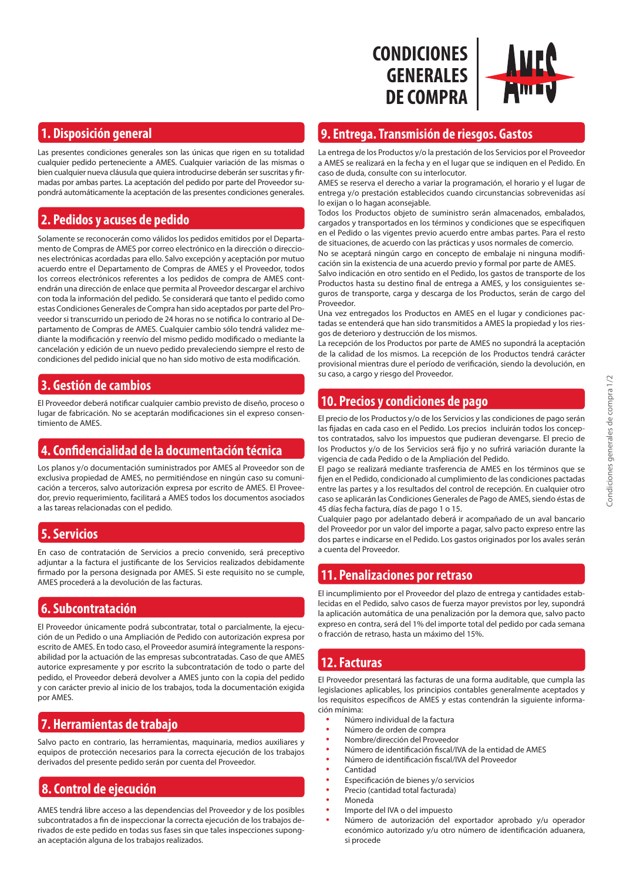# CONDICIONES GENERALES DE COMPRA

## 1. Disposición general

Las presentes condiciones generales son las únicas que rigen en su totalidad cualquier pedido perteneciente a AMES. Cualquier variación de las mismas o bien cualquier nueva cláusula que quiera introducirse deberán ser suscritas y firmadas por ambas partes. La aceptación del pedido por parte del Proveedor supondrá automáticamente la aceptación de las presentes condiciones generales.

## 2. Pedidos y acuses de pedido

Solamente se reconocerán como válidos los pedidos emitidos por el Departamento de Compras de AMES por correo electrónico en la dirección o direcciones electrónicas acordadas para ello. Salvo excepción y aceptación por mutuo acuerdo entre el Departamento de Compras de AMES y el Proveedor, todos los correos electrónicos referentes a los pedidos de compra de AMES contendrán una dirección de enlace que permita al Proveedor descargar el archivo con toda la información del pedido. Se considerará que tanto el pedido como estas Condiciones Generales de Compra han sido aceptados por parte del Proveedor si transcurrido un periodo de 24 horas no se notifica lo contrario al Departamento de Compras de AMES. Cualquier cambio sólo tendrá validez mediante la modificación y reenvío del mismo pedido modificado o mediante la cancelación y edición de un nuevo pedido prevaleciendo siempre el resto de condiciones del pedido inicial que no han sido motivo de esta modificación.

## 3. Gestión de cambios

El Proveedor deberá notificar cualquier cambio previsto de diseño, proceso o lugar de fabricación. No se aceptarán modificaciones sin el expreso consentimiento de AMES.

## 4. Confidencialidad de la documentación técnica

Los planos y/o documentación suministrados por AMES al Proveedor son de exclusiva propiedad de AMES, no permitiéndose en ningún caso su comunicación a terceros, salvo autorización expresa por escrito de AMES. El Proveedor, previo requerimiento, facilitará a AMES todos los documentos asociados a las tareas relacionadas con el pedido.

## 5. Servicios

En caso de contratación de Servicios a precio convenido, será preceptivo adjuntar a la factura el justificante de los Servicios realizados debidamente firmado por la persona designada por AMES. Si este requisito no se cumple, AMES procederá a la devolución de las facturas.

## 6. Subcontratación

El Proveedor únicamente podrá subcontratar, total o parcialmente, la ejecución de un Pedido o una Ampliación de Pedido con autorización expresa por escrito de AMES. En todo caso, el Proveedor asumirá íntegramente la responsabilidad por la actuación de las empresas subcontratadas. Caso de que AMES autorice expresamente y por escrito la subcontratación de todo o parte del pedido, el Proveedor deberá devolver a AMES junto con la copia del pedido y con carácter previo al inicio de los trabajos, toda la documentación exigida por AMES.

## 7. Herramientas de trabajo

Salvo pacto en contrario, las herramientas, maquinaria, medios auxiliares y equipos de protección necesarios para la correcta ejecución de los trabajos derivados del presente pedido serán por cuenta del Proveedor.

## 8. Control de ejecución

AMES tendrá libre acceso a las dependencias del Proveedor y de los posibles subcontratados a fin de inspeccionar la correcta ejecución de los trabajos derivados de este pedido en todas sus fases sin que tales inspecciones supongan aceptación alguna de los trabajos realizados.

## 9. Entrega. Transmisión de riesgos. Gastos

La entrega de los Productos y/o la prestación de los Servicios por el Proveedor a AMES se realizará en la fecha y en el lugar que se indiquen en el Pedido. En caso de duda, consulte con su interlocutor.

AMES se reserva el derecho a variar la programación, el horario y el lugar de entrega y/o prestación establecidos cuando circunstancias sobrevenidas así lo exijan o lo hagan aconsejable.

Todos los Productos objeto de suministro serán almacenados, embalados, cargados y transportados en los términos y condiciones que se especifiquen en el Pedido o las vigentes previo acuerdo entre ambas partes. En el resto de situaciones, de acuerdo con las prácticas y usos normales de comercio.

No se aceptará ningún cargo en concepto de embalaje ni ninguna modificación sin la existencia de una acuerdo previo y formal por parte de AMES.

Salvo indicación en otro sentido en el Pedido, los gastos de transporte de los Productos hasta su destino final de entrega a AMES, y los consiguientes seguros de transporte, carga y descarga de los Productos, serán de cargo del Proveedor.

Una vez entregados los Productos en AMES en el lugar y condiciones pactadas se entenderá que han sido transmitidos a AMES la propiedad y los riesgos de deterioro y destrucción de los mismos.

La recepción de los Productos por parte de AMES no supondrá la aceptación de la calidad de los mismos. La recepción de los Productos tendrá carácter provisional mientras dure el período de verificación, siendo la devolución, en su caso, a cargo y riesgo del Proveedor.

## 10. Precios y condiciones de pago

El precio de los Productos y/o de los Servicios y las condiciones de pago serán las fijadas en cada caso en el Pedido. Los precios incluirán todos los conceptos contratados, salvo los impuestos que pudieran devengarse. El precio de los Productos y/o de los Servicios será fijo y no sufrirá variación durante la vigencia de cada Pedido o de la Ampliación del Pedido.

El pago se realizará mediante trasferencia de AMES en los términos que se fijen en el Pedido, condicionado al cumplimiento de las condiciones pactadas entre las partes y a los resultados del control de recepción. En cualquier otro caso se aplicarán las Condiciones Generales de Pago de AMES, siendo éstas de 45 días fecha factura, días de pago 1 o 15.

Cualquier pago por adelantado deberá ir acompañado de un aval bancario del Proveedor por un valor del importe a pagar, salvo pacto expreso entre las dos partes e indicarse en el Pedido. Los gastos originados por los avales serán a cuenta del Proveedor.

## 11. Penalizaciones por retraso

El incumplimiento por el Proveedor del plazo de entrega y cantidades establecidas en el Pedido, salvo casos de fuerza mayor previstos por ley, supondrá la aplicación automática de una penalización por la demora que, salvo pacto expreso en contra, será del 1% del importe total del pedido por cada semana o fracción de retraso, hasta un máximo del 15%.

## 12. Facturas

El Proveedor presentará las facturas de una forma auditable, que cumpla las legislaciones aplicables, los principios contables generalmente aceptados y los requisitos específicos de AMES y estas contendrán la siguiente información mínima:

- Número individual de la factura
- Número de orden de compra
- Nombre/dirección del Proveedor
- Número de identificación fiscal/IVA de la entidad de AMES
- Número de identificación fiscal/IVA del Proveedor
- Cantidad
- Especificación de bienes y/o servicios
- Precio (cantidad total facturada)
- Moneda
- Importe del IVA o del impuesto
- Número de autorización del exportador aprobado y/u operador económico autorizado y/u otro número de identificación aduanera, si procede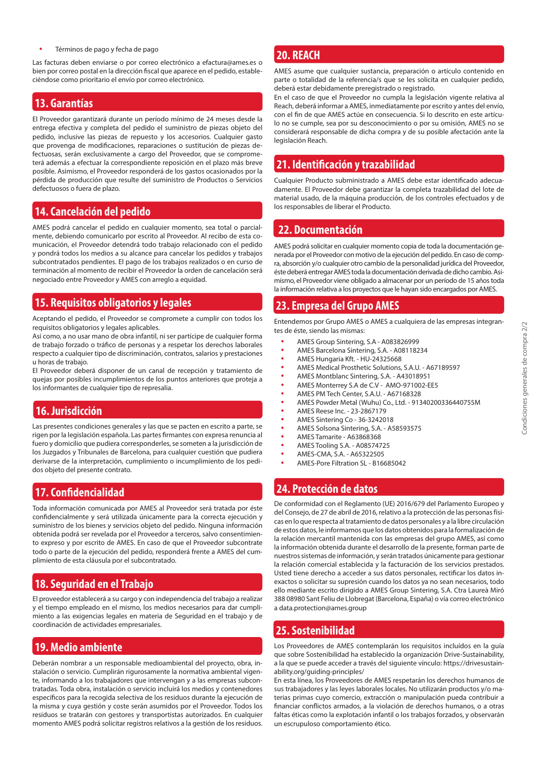- Términos de pago y fecha de pago

Las facturas deben enviarse o por correo electrónico a efactura@ames.es o bien por correo postal en la dirección fiscal que aparece en el pedido, estableciéndose como prioritario el envío por correo electrónico.

## 13. Garantías

El Proveedor garantizará durante un período mínimo de 24 meses desde la entrega efectiva y completa del pedido el suministro de piezas objeto del pedido, inclusive las piezas de repuesto y los accesorios. Cualquier gasto que provenga de modificaciones, reparaciones o sustitución de piezas defectuosas, serán exclusivamente a cargo del Proveedor, que se comprometerá además a efectuar la correspondiente reposición en el plazo más breve posible. Asimismo, el Proveedor responderá de los gastos ocasionados por la pérdida de producción que resulte del suministro de Productos o Servicios defectuosos o fuera de plazo.

## 14. Cancelación del pedido

AMES podrá cancelar el pedido en cualquier momento, sea total o parcialmente, debiendo comunicarlo por escrito al Proveedor. Al recibo de esta comunicación, el Proveedor detendrá todo trabajo relacionado con el pedido y pondrá todos los medios a su alcance para cancelar los pedidos y trabajos subcontratados pendientes. El pago de los trabajos realizados o en curso de terminación al momento de recibir el Proveedor la orden de cancelación será negociado entre Proveedor y AMES con arreglo a equidad.

## 15. Requisitos obligatorios y legales

Aceptando el pedido, el Proveedor se compromete a cumplir con todos los requisitos obligatorios y legales aplicables.
Así como, a no usar mano de obra infantil, ni ser partícipe de cualquier forma de trabajo forzado o tráfico de personas y a respetar los derechos laborales respecto a cualquier tipo de discriminación, contratos, salarios y prestaciones u horas de trabajo.
El Proveedor deberá disponer de un canal de recepción y tratamiento de quejas por posibles incumplimientos de los puntos anteriores que proteja a los informantes de cualquier tipo de represalia.

## 16. Jurisdicción

Las presentes condiciones generales y las que se pacten en escrito a parte, se rigen por la legislación española. Las partes firmantes con expresa renuncia al fuero y domicilio que pudiera corresponderles, se someten a la jurisdicción de los Juzgados y Tribunales de Barcelona, para cualquier cuestión que pudiera derivarse de la interpretación, cumplimiento o incumplimiento de los pedidos objeto del presente contrato.

## 17. Confidencialidad

Toda información comunicada por AMES al Proveedor será tratada por éste confidencialmente y será utilizada únicamente para la correcta ejecución y suministro de los bienes y servicios objeto del pedido. Ninguna información obtenida podrá ser revelada por el Proveedor a terceros, salvo consentimiento expreso y por escrito de AMES. En caso de que el Proveedor subcontrate todo o parte de la ejecución del pedido, responderá frente a AMES del cumplimiento de esta cláusula por el subcontratado.

## 18. Seguridad en el Trabajo

El Proveedor establecerá a su cargo y con independencia del trabajo a realizar y el tiempo empleado en el mismo, los medios necesarios para dar cumplimiento a las exigencias legales en materia de Seguridad en el trabajo y de coordinación de actividades empresariales.

## 19. Medio ambiente

Deberán nombrar a un responsable medioambiental del proyecto, obra, instalación o servicio. Cumplirán rigurosamente la normativa ambiental vigente, informando a los trabajadores que intervengan y a las empresas subcontratadas. Toda obra, instalación o servicio incluirá los medios y contenedores específicos para la recogida selectiva de los residuos durante la ejecución de la misma y cuya gestión y coste serán asumidos por el Proveedor. Todos los residuos se tratarán con gestores y transportistas autorizados. En cualquier momento AMES podrá solicitar registros relativos a la gestión de los residuos.

## 20. REACH

AMES asume que cualquier sustancia, preparación o artículo contenido en parte o totalidad de la referencia/s que se les solicita en cualquier pedido, deberá estar debidamente preregistrado o registrado.
En el caso de que el Proveedor no cumpla la legislación vigente relativa al Reach, deberá informar a AMES, inmediatamente por escrito y antes del envío, con el fin de que AMES actúe en consecuencia. Si lo descrito en este artículo no se cumple, sea por su desconocimiento o por su omisión, AMES no se considerará responsable de dicha compra y de su posible afectación ante la legislación Reach.

## 21. Identificación y trazabilidad

Cualquier Producto subministrado a AMES debe estar identificado adecuadamente. El Proveedor debe garantizar la completa trazabilidad del lote de material usado, de la máquina producción, de los controles efectuados y de los responsables de liberar el Producto.

## 22. Documentación

AMES podrá solicitar en cualquier momento copia de toda la documentación generada por el Proveedor con motivo de la ejecución del pedido. En caso de compra, absorción y/o cualquier otro cambio de la personalidad jurídica del Proveedor, éste deberá entregar AMES toda la documentación derivada de dicho cambio. Asimismo, el Proveedor viene obligado a almacenar por un período de 15 años toda la información relativa a los proyectos que le hayan sido encargados por AMES.

## 23. Empresa del Grupo AMES

Entendemos por Grupo AMES o AMES a cualquiera de las empresas integrantes de éste, siendo las mismas:

- AMES Group Sintering, S.A - A083826999
- AMES Barcelona Sintering, S.A. - A08118234
- AMES Hungaria Kft. - HU-24325668
- AMES Medical Prosthetic Solutions, S.A.U. - A67189597
- AMES Montblanc Sintering, S.A. - A43018951
- AMES Monterrey S.A de C.V - AMO-971002-EE5
- AMES PM Tech Center, S.A.U. - A67168328
- AMES Powder Metal (Wuhu) Co., Ltd. - 91340200336440755M
- AMES Reese Inc. - 23-2867179
- AMES Sintering Co - 36-3242018
- AMES Solsona Sintering, S.A. - A58593575
- AMES Tamarite - A63868368
- AMES Tooling S.A. - A08574725
- AMES-CMA, S.A. - A65322505
- AMES-Pore Filtration SL - B16685042

## 24. Protección de datos

De conformidad con el Reglamento (UE) 2016/679 del Parlamento Europeo y del Consejo, de 27 de abril de 2016, relativo a la protección de las personas físicas en lo que respecta al tratamiento de datos personales y a la libre circulación de estos datos, le informamos que los datos obtenidos para la formalización de la relación mercantil mantenida con las empresas del grupo AMES, así como la información obtenida durante el desarrollo de la presente, forman parte de nuestros sistemas de información, y serán tratados únicamente para gestionar la relación comercial establecida y la facturación de los servicios prestados.
Usted tiene derecho a acceder a sus datos personales, rectificar los datos inexactos o solicitar su supresión cuando los datos ya no sean necesarios, todo ello mediante escrito dirigido a AMES Group Sintering, S.A. Ctra Laureà Miró 388 08980 Sant Feliu de Llobregat (Barcelona, España) o vía correo electrónico a data.protection@ames.group

## 25. Sostenibilidad

Los Proveedores de AMES contemplarán los requisitos incluídos en la guía que sobre Sostenibilidad ha establecido la organización Drive-Sustainability, a la que se puede acceder a través del siguiente vínculo: https://drivesustainability.org/guiding-principles/
En esta línea, los Proveedores de AMES respetarán los derechos humanos de sus trabajadores y las leyes laborales locales. No utilizarán productos y/o materias primas cuyo comercio, extracción o manipulación pueda contribuir a financiar conflictos armados, a la violación de derechos humanos, o a otras faltas éticas como la explotación infantil o los trabajos forzados, y observarán un escrupuloso comportamiento ético.